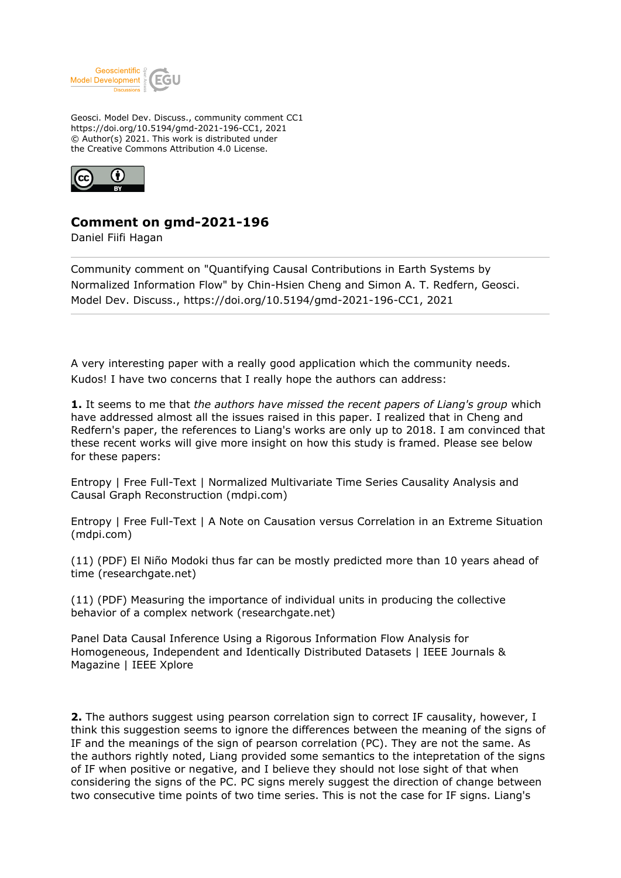Geosci. Model Dev. Discuss., community comment CC1
https://doi.org/10.5194/gmd-2021-196-CC1, 2021
© Author(s) 2021. This work is distributed under
the Creative Commons Attribution 4.0 License.

# Comment on gmd-2021-196

Daniel Fiifi Hagan

---

Community comment on "Quantifying Causal Contributions in Earth Systems by Normalized Information Flow" by Chin-Hsien Cheng and Simon A. T. Redfern, Geosci. Model Dev. Discuss., https://doi.org/10.5194/gmd-2021-196-CC1, 2021

---

A very interesting paper with a really good application which the community needs. Kudos! I have two concerns that I really hope the authors can address:

**1.** It seems to me that *the authors have missed the recent papers of Liang's group* which have addressed almost all the issues raised in this paper. I realized that in Cheng and Redfern's paper, the references to Liang's works are only up to 2018. I am convinced that these recent works will give more insight on how this study is framed. Please see below for these papers:

Entropy | Free Full-Text | Normalized Multivariate Time Series Causality Analysis and Causal Graph Reconstruction (mdpi.com)

Entropy | Free Full-Text | A Note on Causation versus Correlation in an Extreme Situation (mdpi.com)

(11) (PDF) El Niño Modoki thus far can be mostly predicted more than 10 years ahead of time (researchgate.net)

(11) (PDF) Measuring the importance of individual units in producing the collective behavior of a complex network (researchgate.net)

Panel Data Causal Inference Using a Rigorous Information Flow Analysis for Homogeneous, Independent and Identically Distributed Datasets | IEEE Journals & Magazine | IEEE Xplore

**2.** The authors suggest using pearson correlation sign to correct IF causality, however, I think this suggestion seems to ignore the differences between the meaning of the signs of IF and the meanings of the sign of pearson correlation (PC). They are not the same. As the authors rightly noted, Liang provided some semantics to the intepretation of the signs of IF when positive or negative, and I believe they should not lose sight of that when considering the signs of the PC. PC signs merely suggest the direction of change between two consecutive time points of two time series. This is not the case for IF signs. Liang's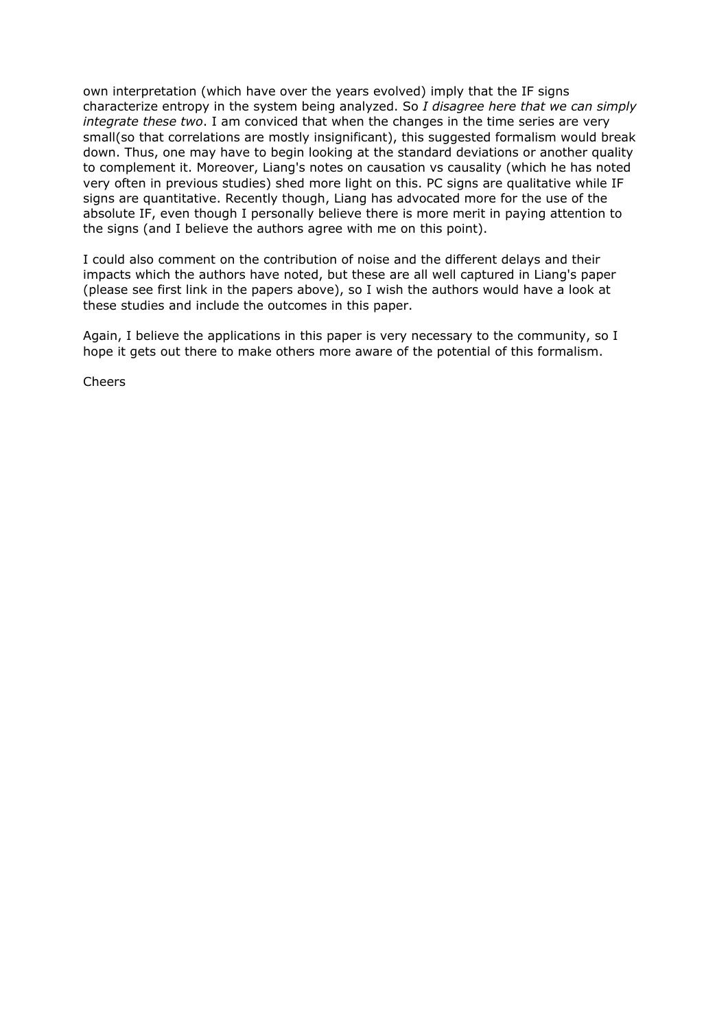own interpretation (which have over the years evolved) imply that the IF signs characterize entropy in the system being analyzed. So *I disagree here that we can simply integrate these two*. I am conviced that when the changes in the time series are very small(so that correlations are mostly insignificant), this suggested formalism would break down. Thus, one may have to begin looking at the standard deviations or another quality to complement it. Moreover, Liang's notes on causation vs causality (which he has noted very often in previous studies) shed more light on this. PC signs are qualitative while IF signs are quantitative. Recently though, Liang has advocated more for the use of the absolute IF, even though I personally believe there is more merit in paying attention to the signs (and I believe the authors agree with me on this point).

I could also comment on the contribution of noise and the different delays and their impacts which the authors have noted, but these are all well captured in Liang's paper (please see first link in the papers above), so I wish the authors would have a look at these studies and include the outcomes in this paper.

Again, I believe the applications in this paper is very necessary to the community, so I hope it gets out there to make others more aware of the potential of this formalism.

Cheers